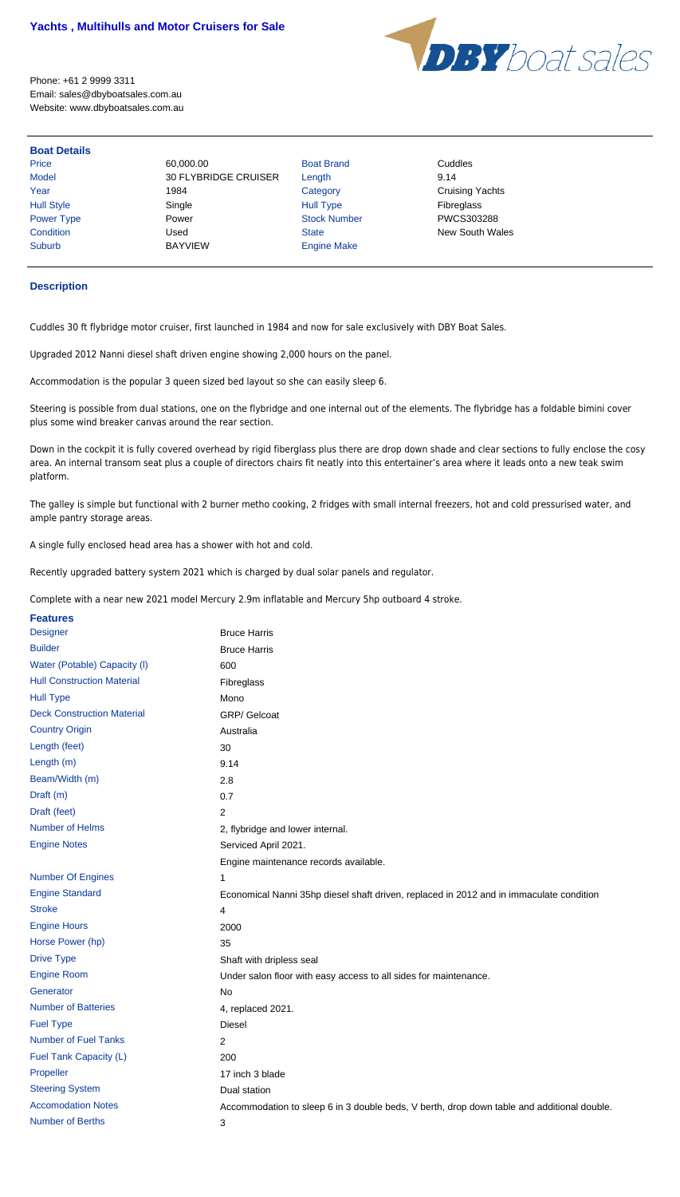## Yachts , Multihulls and Motor Cruisers for Sale

Phone: +61 2 9999 3311
Email: sales@dbyboatsales.com.au
Website: www.dbyboatsales.com.au

DBY boat sales

### Boat Details

| | | | |
|---|---|---|---|
| Price | 60,000.00 | Boat Brand | Cuddles |
| Model | 30 FLYBRIDGE CRUISER | Length | 9.14 |
| Year | 1984 | Category | Cruising Yachts |
| Hull Style | Single | Hull Type | Fibreglass |
| Power Type | Power | Stock Number | PWCS303288 |
| Condition | Used | State | New South Wales |
| Suburb | BAYVIEW | Engine Make | |

### Description

Cuddles 30 ft flybridge motor cruiser, first launched in 1984 and now for sale exclusively with DBY Boat Sales.

Upgraded 2012 Nanni diesel shaft driven engine showing 2,000 hours on the panel.

Accommodation is the popular 3 queen sized bed layout so she can easily sleep 6.

Steering is possible from dual stations, one on the flybridge and one internal out of the elements. The flybridge has a foldable bimini cover plus some wind breaker canvas around the rear section.

Down in the cockpit it is fully covered overhead by rigid fiberglass plus there are drop down shade and clear sections to fully enclose the cosy area. An internal transom seat plus a couple of directors chairs fit neatly into this entertainer's area where it leads onto a new teak swim platform.

The galley is simple but functional with 2 burner metho cooking, 2 fridges with small internal freezers, hot and cold pressurised water, and ample pantry storage areas.

A single fully enclosed head area has a shower with hot and cold.

Recently upgraded battery system 2021 which is charged by dual solar panels and regulator.

Complete with a near new 2021 model Mercury 2.9m inflatable and Mercury 5hp outboard 4 stroke.

### Features

| | |
|---|---|
| Designer | Bruce Harris |
| Builder | Bruce Harris |
| Water (Potable) Capacity (l) | 600 |
| Hull Construction Material | Fibreglass |
| Hull Type | Mono |
| Deck Construction Material | GRP/ Gelcoat |
| Country Origin | Australia |
| Length (feet) | 30 |
| Length (m) | 9.14 |
| Beam/Width (m) | 2.8 |
| Draft (m) | 0.7 |
| Draft (feet) | 2 |
| Number of Helms | 2, flybridge and lower internal. |
| Engine Notes | Serviced April 2021.<br>Engine maintenance records available. |
| Number Of Engines | 1 |
| Engine Standard | Economical Nanni 35hp diesel shaft driven, replaced in 2012 and in immaculate condition |
| Stroke | 4 |
| Engine Hours | 2000 |
| Horse Power (hp) | 35 |
| Drive Type | Shaft with dripless seal |
| Engine Room | Under salon floor with easy access to all sides for maintenance. |
| Generator | No |
| Number of Batteries | 4, replaced 2021. |
| Fuel Type | Diesel |
| Number of Fuel Tanks | 2 |
| Fuel Tank Capacity (L) | 200 |
| Propeller | 17 inch 3 blade |
| Steering System | Dual station |
| Accomodation Notes | Accommodation to sleep 6 in 3 double beds, V berth, drop down table and additional double. |
| Number of Berths | 3 |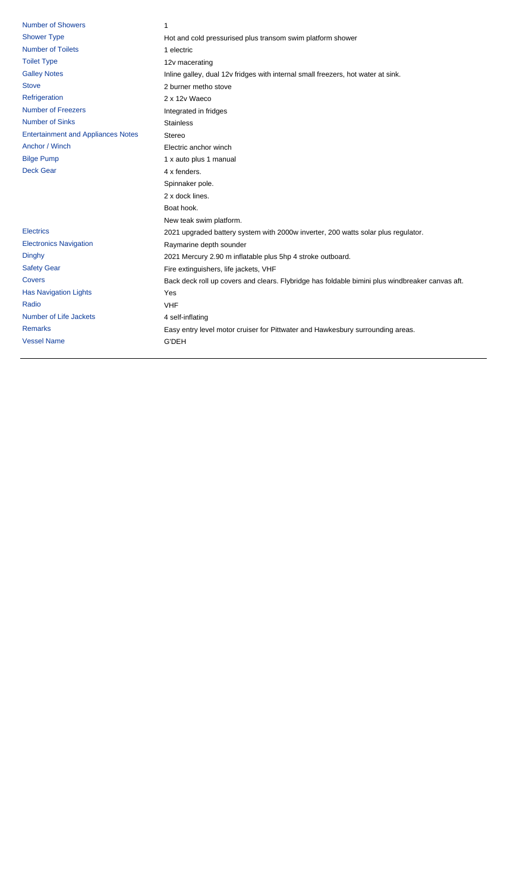| | |
|---|---|
| Number of Showers | 1 |
| Shower Type | Hot and cold pressurised plus transom swim platform shower |
| Number of Toilets | 1 electric |
| Toilet Type | 12v macerating |
| Galley Notes | Inline galley, dual 12v fridges with internal small freezers, hot water at sink. |
| Stove | 2 burner metho stove |
| Refrigeration | 2 x 12v Waeco |
| Number of Freezers | Integrated in fridges |
| Number of Sinks | Stainless |
| Entertainment and Appliances Notes | Stereo |
| Anchor / Winch | Electric anchor winch |
| Bilge Pump | 1 x auto plus 1 manual |
| Deck Gear | 4 x fenders.<br>Spinnaker pole.<br>2 x dock lines.<br>Boat hook.<br>New teak swim platform. |
| Electrics | 2021 upgraded battery system with 2000w inverter, 200 watts solar plus regulator. |
| Electronics Navigation | Raymarine depth sounder |
| Dinghy | 2021 Mercury 2.90 m inflatable plus 5hp 4 stroke outboard. |
| Safety Gear | Fire extinguishers, life jackets, VHF |
| Covers | Back deck roll up covers and clears. Flybridge has foldable bimini plus windbreaker canvas aft. |
| Has Navigation Lights | Yes |
| Radio | VHF |
| Number of Life Jackets | 4 self-inflating |
| Remarks | Easy entry level motor cruiser for Pittwater and Hawkesbury surrounding areas. |
| Vessel Name | G'DEH |